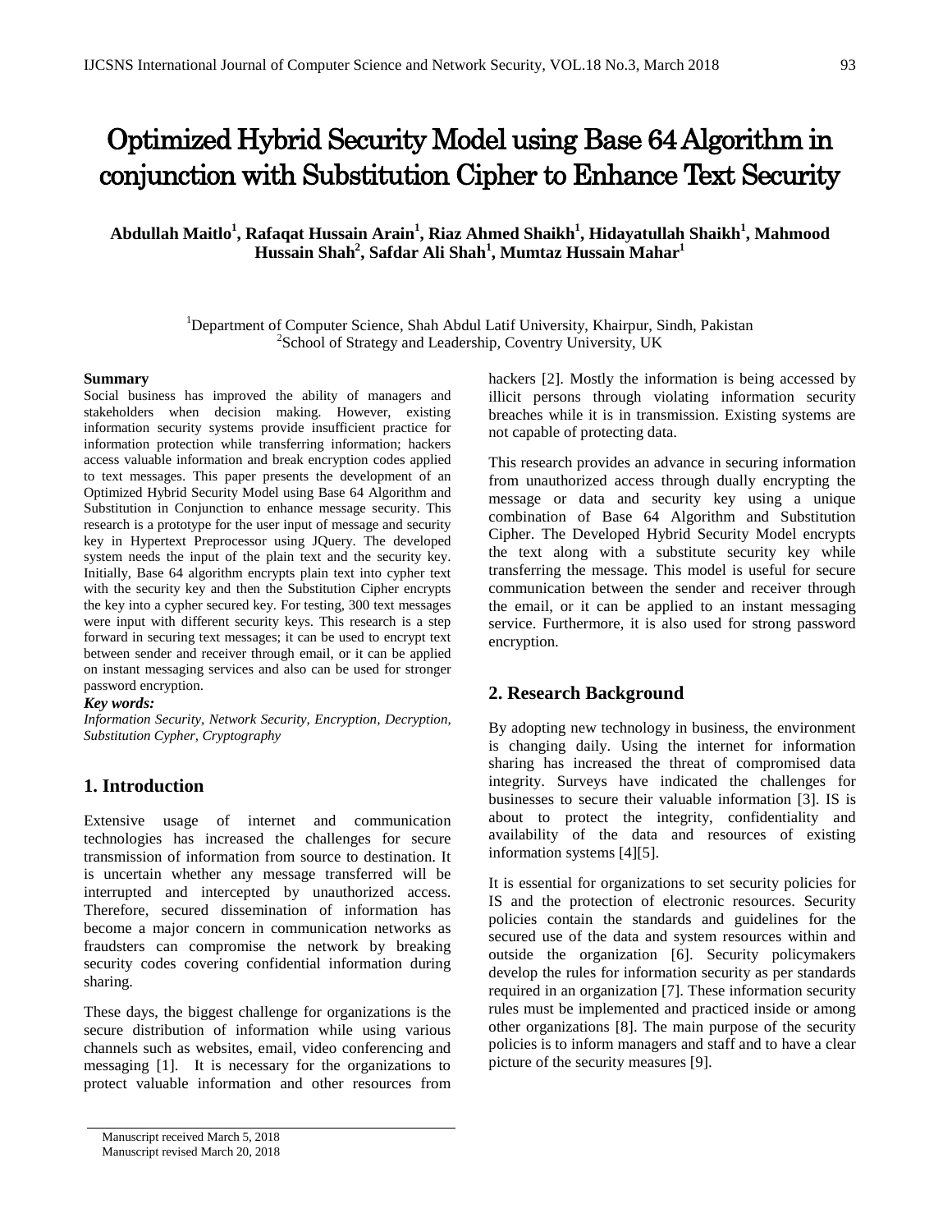# Optimized Hybrid Security Model using Base 64 Algorithm in conjunction with Substitution Cipher to Enhance Text Security

**Abdullah Maitlo[1], Rafaqat Hussain Arain[1], Riaz Ahmed Shaikh[1], Hidayatullah Shaikh[1], Mahmood Hussain Shah[2], Safdar Ali Shah[1], Mumtaz Hussain Mahar[1]**

[1]Department of Computer Science, Shah Abdul Latif University, Khairpur, Sindh, Pakistan
[2]School of Strategy and Leadership, Coventry University, UK

**Summary**

Social business has improved the ability of managers and stakeholders when decision making. However, existing information security systems provide insufficient practice for information protection while transferring information; hackers access valuable information and break encryption codes applied to text messages. This paper presents the development of an Optimized Hybrid Security Model using Base 64 Algorithm and Substitution in Conjunction to enhance message security. This research is a prototype for the user input of message and security key in Hypertext Preprocessor using JQuery. The developed system needs the input of the plain text and the security key. Initially, Base 64 algorithm encrypts plain text into cypher text with the security key and then the Substitution Cipher encrypts the key into a cypher secured key. For testing, 300 text messages were input with different security keys. This research is a step forward in securing text messages; it can be used to encrypt text between sender and receiver through email, or it can be applied on instant messaging services and also can be used for stronger password encryption.

***Key words:***

*Information Security, Network Security, Encryption, Decryption, Substitution Cypher, Cryptography*

## 1. Introduction

Extensive usage of internet and communication technologies has increased the challenges for secure transmission of information from source to destination. It is uncertain whether any message transferred will be interrupted and intercepted by unauthorized access. Therefore, secured dissemination of information has become a major concern in communication networks as fraudsters can compromise the network by breaking security codes covering confidential information during sharing.

These days, the biggest challenge for organizations is the secure distribution of information while using various channels such as websites, email, video conferencing and messaging [1]. It is necessary for the organizations to protect valuable information and other resources from hackers [2]. Mostly the information is being accessed by illicit persons through violating information security breaches while it is in transmission. Existing systems are not capable of protecting data.

This research provides an advance in securing information from unauthorized access through dually encrypting the message or data and security key using a unique combination of Base 64 Algorithm and Substitution Cipher. The Developed Hybrid Security Model encrypts the text along with a substitute security key while transferring the message. This model is useful for secure communication between the sender and receiver through the email, or it can be applied to an instant messaging service. Furthermore, it is also used for strong password encryption.

## 2. Research Background

By adopting new technology in business, the environment is changing daily. Using the internet for information sharing has increased the threat of compromised data integrity. Surveys have indicated the challenges for businesses to secure their valuable information [3]. IS is about to protect the integrity, confidentiality and availability of the data and resources of existing information systems [4][5].

It is essential for organizations to set security policies for IS and the protection of electronic resources. Security policies contain the standards and guidelines for the secured use of the data and system resources within and outside the organization [6]. Security policymakers develop the rules for information security as per standards required in an organization [7]. These information security rules must be implemented and practiced inside or among other organizations [8]. The main purpose of the security policies is to inform managers and staff and to have a clear picture of the security measures [9].

Manuscript received March 5, 2018
Manuscript revised March 20, 2018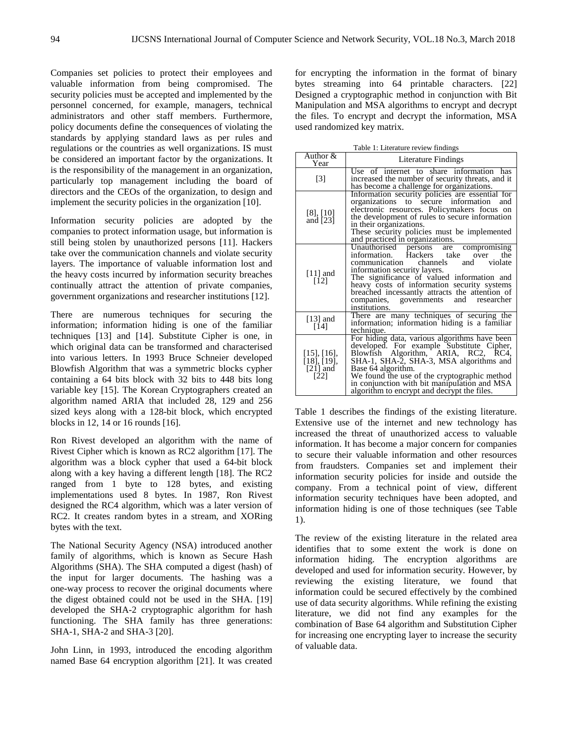Companies set policies to protect their employees and valuable information from being compromised. The security policies must be accepted and implemented by the personnel concerned, for example, managers, technical administrators and other staff members. Furthermore, policy documents define the consequences of violating the standards by applying standard laws as per rules and regulations or the countries as well organizations. IS must be considered an important factor by the organizations. It is the responsibility of the management in an organization, particularly top management including the board of directors and the CEOs of the organization, to design and implement the security policies in the organization [10].

Information security policies are adopted by the companies to protect information usage, but information is still being stolen by unauthorized persons [11]. Hackers take over the communication channels and violate security layers. The importance of valuable information lost and the heavy costs incurred by information security breaches continually attract the attention of private companies, government organizations and researcher institutions [12].

There are numerous techniques for securing the information; information hiding is one of the familiar techniques [13] and [14]. Substitute Cipher is one, in which original data can be transformed and characterised into various letters. In 1993 Bruce Schneier developed Blowfish Algorithm that was a symmetric blocks cypher containing a 64 bits block with 32 bits to 448 bits long variable key [15]. The Korean Cryptographers created an algorithm named ARIA that included 28, 129 and 256 sized keys along with a 128-bit block, which encrypted blocks in 12, 14 or 16 rounds [16].

Ron Rivest developed an algorithm with the name of Rivest Cipher which is known as RC2 algorithm [17]. The algorithm was a block cypher that used a 64-bit block along with a key having a different length [18]. The RC2 ranged from 1 byte to 128 bytes, and existing implementations used 8 bytes. In 1987, Ron Rivest designed the RC4 algorithm, which was a later version of RC2. It creates random bytes in a stream, and XORing bytes with the text.

The National Security Agency (NSA) introduced another family of algorithms, which is known as Secure Hash Algorithms (SHA). The SHA computed a digest (hash) of the input for larger documents. The hashing was a one-way process to recover the original documents where the digest obtained could not be used in the SHA. [19] developed the SHA-2 cryptographic algorithm for hash functioning. The SHA family has three generations: SHA-1, SHA-2 and SHA-3 [20].

John Linn, in 1993, introduced the encoding algorithm named Base 64 encryption algorithm [21]. It was created for encrypting the information in the format of binary bytes streaming into 64 printable characters. [22] Designed a cryptographic method in conjunction with Bit Manipulation and MSA algorithms to encrypt and decrypt the files. To encrypt and decrypt the information, MSA used randomized key matrix.

Table 1: Literature review findings

| Author & Year | Literature Findings |
|---|---|
| [3] | Use of internet to share information has increased the number of security threats, and it has become a challenge for organizations. |
| [8], [10] and [23] | Information security policies are essential for organizations to secure information and electronic resources. Policymakers focus on the development of rules to secure information in their organizations. These security policies must be implemented and practiced in organizations. |
| [11] and [12] | Unauthorised persons are compromising information. Hackers take over the communication channels and violate information security layers. The significance of valued information and heavy costs of information security systems breached incessantly attracts the attention of companies, governments and researcher institutions. |
| [13] and [14] | There are many techniques of securing the information; information hiding is a familiar technique. |
| [15], [16], [18], [19], [21] and [22] | For hiding data, various algorithms have been developed. For example Substitute Cipher, Blowfish Algorithm, ARIA, RC2, RC4, SHA-1, SHA-2, SHA-3, MSA algorithms and Base 64 algorithm. We found the use of the cryptographic method in conjunction with bit manipulation and MSA algorithm to encrypt and decrypt the files. |

Table 1 describes the findings of the existing literature. Extensive use of the internet and new technology has increased the threat of unauthorized access to valuable information. It has become a major concern for companies to secure their valuable information and other resources from fraudsters. Companies set and implement their information security policies for inside and outside the company. From a technical point of view, different information security techniques have been adopted, and information hiding is one of those techniques (see Table 1).

The review of the existing literature in the related area identifies that to some extent the work is done on information hiding. The encryption algorithms are developed and used for information security. However, by reviewing the existing literature, we found that information could be secured effectively by the combined use of data security algorithms. While refining the existing literature, we did not find any examples for the combination of Base 64 algorithm and Substitution Cipher for increasing one encrypting layer to increase the security of valuable data.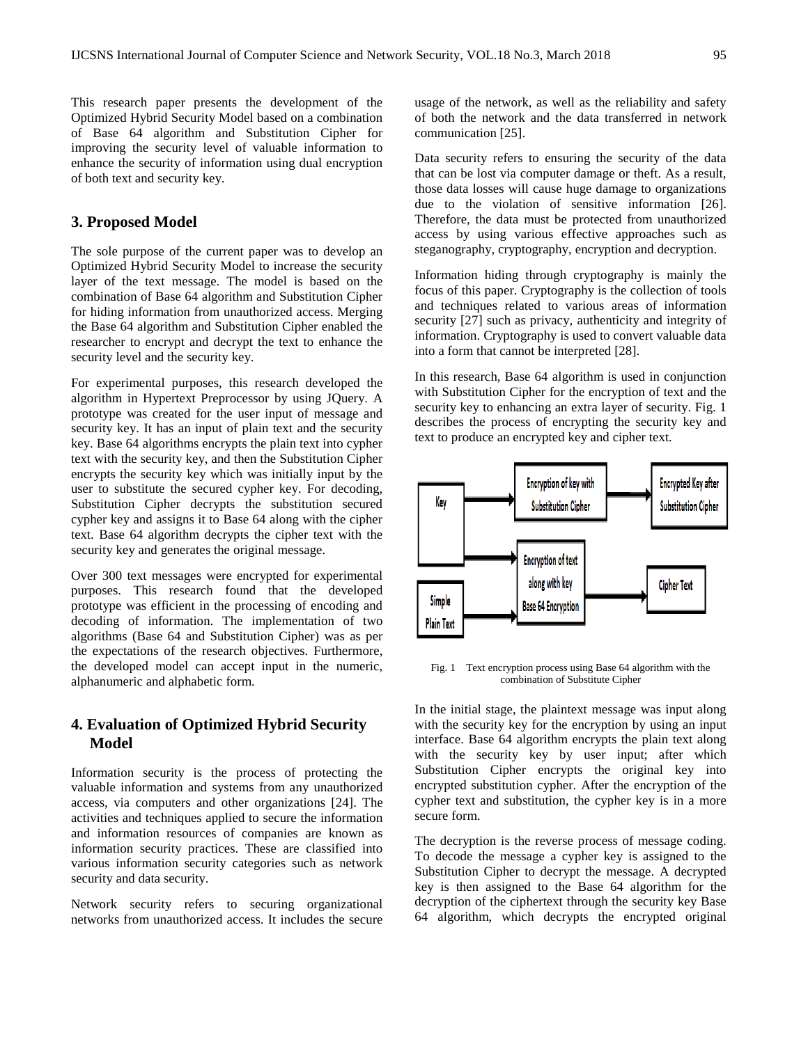This research paper presents the development of the Optimized Hybrid Security Model based on a combination of Base 64 algorithm and Substitution Cipher for improving the security level of valuable information to enhance the security of information using dual encryption of both text and security key.

## 3. Proposed Model

The sole purpose of the current paper was to develop an Optimized Hybrid Security Model to increase the security layer of the text message. The model is based on the combination of Base 64 algorithm and Substitution Cipher for hiding information from unauthorized access. Merging the Base 64 algorithm and Substitution Cipher enabled the researcher to encrypt and decrypt the text to enhance the security level and the security key.

For experimental purposes, this research developed the algorithm in Hypertext Preprocessor by using JQuery. A prototype was created for the user input of message and security key. It has an input of plain text and the security key. Base 64 algorithms encrypts the plain text into cypher text with the security key, and then the Substitution Cipher encrypts the security key which was initially input by the user to substitute the secured cypher key. For decoding, Substitution Cipher decrypts the substitution secured cypher key and assigns it to Base 64 along with the cipher text. Base 64 algorithm decrypts the cipher text with the security key and generates the original message.

Over 300 text messages were encrypted for experimental purposes. This research found that the developed prototype was efficient in the processing of encoding and decoding of information. The implementation of two algorithms (Base 64 and Substitution Cipher) was as per the expectations of the research objectives. Furthermore, the developed model can accept input in the numeric, alphanumeric and alphabetic form.

## 4. Evaluation of Optimized Hybrid Security Model

Information security is the process of protecting the valuable information and systems from any unauthorized access, via computers and other organizations [24]. The activities and techniques applied to secure the information and information resources of companies are known as information security practices. These are classified into various information security categories such as network security and data security.

Network security refers to securing organizational networks from unauthorized access. It includes the secure usage of the network, as well as the reliability and safety of both the network and the data transferred in network communication [25].

Data security refers to ensuring the security of the data that can be lost via computer damage or theft. As a result, those data losses will cause huge damage to organizations due to the violation of sensitive information [26]. Therefore, the data must be protected from unauthorized access by using various effective approaches such as steganography, cryptography, encryption and decryption.

Information hiding through cryptography is mainly the focus of this paper. Cryptography is the collection of tools and techniques related to various areas of information security [27] such as privacy, authenticity and integrity of information. Cryptography is used to convert valuable data into a form that cannot be interpreted [28].

In this research, Base 64 algorithm is used in conjunction with Substitution Cipher for the encryption of text and the security key to enhancing an extra layer of security. Fig. 1 describes the process of encrypting the security key and text to produce an encrypted key and cipher text.

Key

Encryption of key with Substitution Cipher

Encrypted Key after Substitution Cipher

Encryption of text along with key Base 64 Encryption

Cipher Text

Simple Plain Text

Fig. 1 Text encryption process using Base 64 algorithm with the combination of Substitute Cipher

In the initial stage, the plaintext message was input along with the security key for the encryption by using an input interface. Base 64 algorithm encrypts the plain text along with the security key by user input; after which Substitution Cipher encrypts the original key into encrypted substitution cypher. After the encryption of the cypher text and substitution, the cypher key is in a more secure form.

The decryption is the reverse process of message coding. To decode the message a cypher key is assigned to the Substitution Cipher to decrypt the message. A decrypted key is then assigned to the Base 64 algorithm for the decryption of the ciphertext through the security key Base 64 algorithm, which decrypts the encrypted original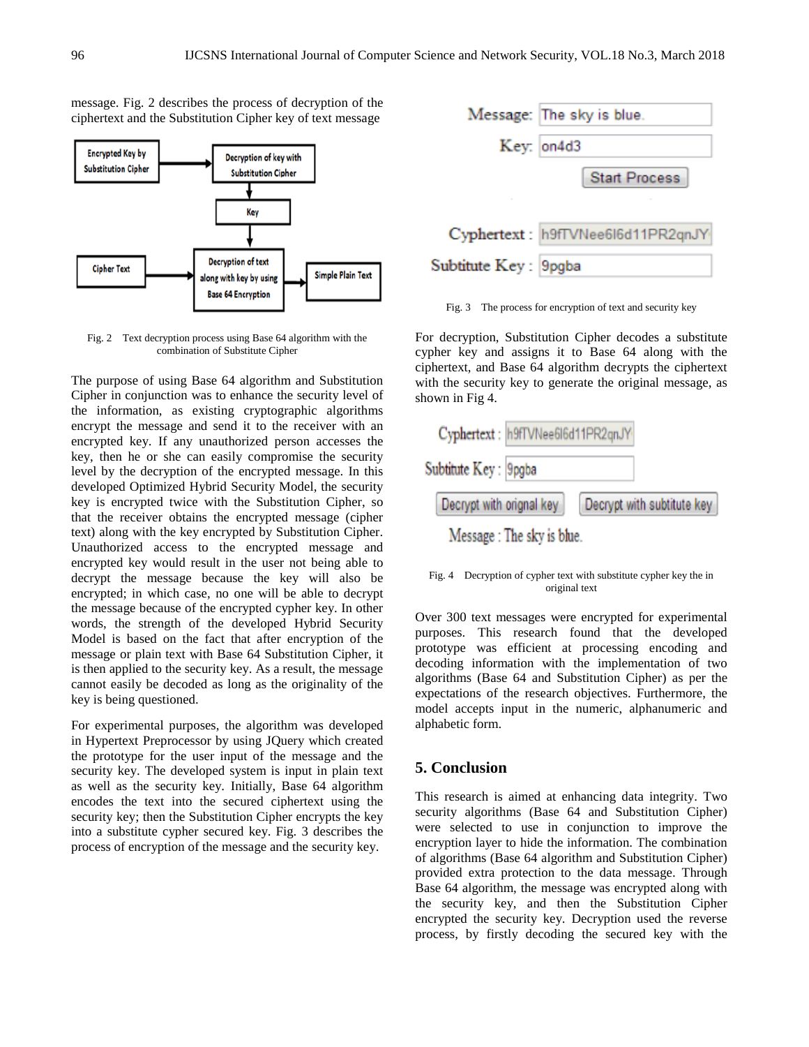message. Fig. 2 describes the process of decryption of the ciphertext and the Substitution Cipher key of text message

Encrypted Key by Substitution Cipher

Decryption of key with Substitution Cipher

Key

Cipher Text

Decryption of text along with key by using Base 64 Encryption

Simple Plain Text

Fig. 2 Text decryption process using Base 64 algorithm with the combination of Substitute Cipher

The purpose of using Base 64 algorithm and Substitution Cipher in conjunction was to enhance the security level of the information, as existing cryptographic algorithms encrypt the message and send it to the receiver with an encrypted key. If any unauthorized person accesses the key, then he or she can easily compromise the security level by the decryption of the encrypted message. In this developed Optimized Hybrid Security Model, the security key is encrypted twice with the Substitution Cipher, so that the receiver obtains the encrypted message (cipher text) along with the key encrypted by Substitution Cipher. Unauthorized access to the encrypted message and encrypted key would result in the user not being able to decrypt the message because the key will also be encrypted; in which case, no one will be able to decrypt the message because of the encrypted cypher key. In other words, the strength of the developed Hybrid Security Model is based on the fact that after encryption of the message or plain text with Base 64 Substitution Cipher, it is then applied to the security key. As a result, the message cannot easily be decoded as long as the originality of the key is being questioned.

For experimental purposes, the algorithm was developed in Hypertext Preprocessor by using JQuery which created the prototype for the user input of the message and the security key. The developed system is input in plain text as well as the security key. Initially, Base 64 algorithm encodes the text into the secured ciphertext using the security key; then the Substitution Cipher encrypts the key into a substitute cypher secured key. Fig. 3 describes the process of encryption of the message and the security key.

Message: The sky is blue.

Key: on4d3

Start Process

Cyphertext : h9fTVNee6l6d11PR2qnJY

Subtitute Key : 9pgba

Fig. 3 The process for encryption of text and security key

For decryption, Substitution Cipher decodes a substitute cypher key and assigns it to Base 64 along with the ciphertext, and Base 64 algorithm decrypts the ciphertext with the security key to generate the original message, as shown in Fig 4.

Cyphertext : h9fTVNee6l6d11PR2qnJY

Subtitute Key : 9pgba

Decrypt with orignal key | Decrypt with subtitute key

Message : The sky is blue.

Fig. 4 Decryption of cypher text with substitute cypher key the in original text

Over 300 text messages were encrypted for experimental purposes. This research found that the developed prototype was efficient at processing encoding and decoding information with the implementation of two algorithms (Base 64 and Substitution Cipher) as per the expectations of the research objectives. Furthermore, the model accepts input in the numeric, alphanumeric and alphabetic form.

## 5. Conclusion

This research is aimed at enhancing data integrity. Two security algorithms (Base 64 and Substitution Cipher) were selected to use in conjunction to improve the encryption layer to hide the information. The combination of algorithms (Base 64 algorithm and Substitution Cipher) provided extra protection to the data message. Through Base 64 algorithm, the message was encrypted along with the security key, and then the Substitution Cipher encrypted the security key. Decryption used the reverse process, by firstly decoding the secured key with the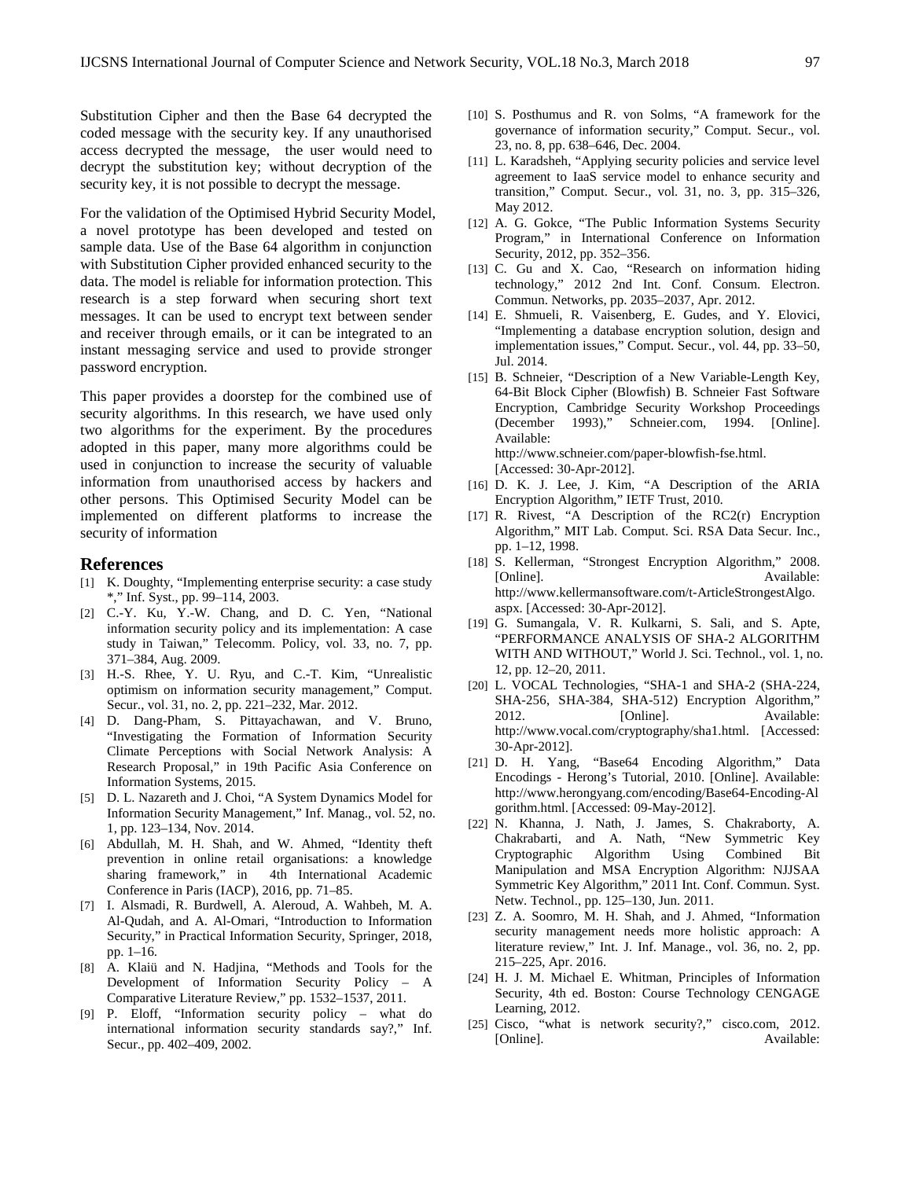Substitution Cipher and then the Base 64 decrypted the coded message with the security key. If any unauthorised access decrypted the message, the user would need to decrypt the substitution key; without decryption of the security key, it is not possible to decrypt the message.

For the validation of the Optimised Hybrid Security Model, a novel prototype has been developed and tested on sample data. Use of the Base 64 algorithm in conjunction with Substitution Cipher provided enhanced security to the data. The model is reliable for information protection. This research is a step forward when securing short text messages. It can be used to encrypt text between sender and receiver through emails, or it can be integrated to an instant messaging service and used to provide stronger password encryption.

This paper provides a doorstep for the combined use of security algorithms. In this research, we have used only two algorithms for the experiment. By the procedures adopted in this paper, many more algorithms could be used in conjunction to increase the security of valuable information from unauthorised access by hackers and other persons. This Optimised Security Model can be implemented on different platforms to increase the security of information

## References

[1] K. Doughty, "Implementing enterprise security: a case study *," Inf. Syst., pp. 99–114, 2003.

[2] C.-Y. Ku, Y.-W. Chang, and D. C. Yen, "National information security policy and its implementation: A case study in Taiwan," Telecomm. Policy, vol. 33, no. 7, pp. 371–384, Aug. 2009.

[3] H.-S. Rhee, Y. U. Ryu, and C.-T. Kim, "Unrealistic optimism on information security management," Comput. Secur., vol. 31, no. 2, pp. 221–232, Mar. 2012.

[4] D. Dang-Pham, S. Pittayachawan, and V. Bruno, "Investigating the Formation of Information Security Climate Perceptions with Social Network Analysis: A Research Proposal," in 19th Pacific Asia Conference on Information Systems, 2015.

[5] D. L. Nazareth and J. Choi, "A System Dynamics Model for Information Security Management," Inf. Manag., vol. 52, no. 1, pp. 123–134, Nov. 2014.

[6] Abdullah, M. H. Shah, and W. Ahmed, "Identity theft prevention in online retail organisations: a knowledge sharing framework," in 4th International Academic Conference in Paris (IACP), 2016, pp. 71–85.

[7] I. Alsmadi, R. Burdwell, A. Aleroud, A. Wahbeh, M. A. Al-Qudah, and A. Al-Omari, "Introduction to Information Security," in Practical Information Security, Springer, 2018, pp. 1–16.

[8] A. Klaiü and N. Hadjina, "Methods and Tools for the Development of Information Security Policy – A Comparative Literature Review," pp. 1532–1537, 2011.

[9] P. Eloff, "Information security policy – what do international information security standards say?," Inf. Secur., pp. 402–409, 2002.

[10] S. Posthumus and R. von Solms, "A framework for the governance of information security," Comput. Secur., vol. 23, no. 8, pp. 638–646, Dec. 2004.

[11] L. Karadsheh, "Applying security policies and service level agreement to IaaS service model to enhance security and transition," Comput. Secur., vol. 31, no. 3, pp. 315–326, May 2012.

[12] A. G. Gokce, "The Public Information Systems Security Program," in International Conference on Information Security, 2012, pp. 352–356.

[13] C. Gu and X. Cao, "Research on information hiding technology," 2012 2nd Int. Conf. Consum. Electron. Commun. Networks, pp. 2035–2037, Apr. 2012.

[14] E. Shmueli, R. Vaisenberg, E. Gudes, and Y. Elovici, "Implementing a database encryption solution, design and implementation issues," Comput. Secur., vol. 44, pp. 33–50, Jul. 2014.

[15] B. Schneier, "Description of a New Variable-Length Key, 64-Bit Block Cipher (Blowfish) B. Schneier Fast Software Encryption, Cambridge Security Workshop Proceedings (December 1993)," Schneier.com, 1994. [Online]. Available: http://www.schneier.com/paper-blowfish-fse.html. [Accessed: 30-Apr-2012].

[16] D. K. J. Lee, J. Kim, "A Description of the ARIA Encryption Algorithm," IETF Trust, 2010.

[17] R. Rivest, "A Description of the RC2(r) Encryption Algorithm," MIT Lab. Comput. Sci. RSA Data Secur. Inc., pp. 1–12, 1998.

[18] S. Kellerman, "Strongest Encryption Algorithm," 2008. [Online]. Available: http://www.kellermansoftware.com/t-ArticleStrongestAlgo.aspx. [Accessed: 30-Apr-2012].

[19] G. Sumangala, V. R. Kulkarni, S. Sali, and S. Apte, "PERFORMANCE ANALYSIS OF SHA-2 ALGORITHM WITH AND WITHOUT," World J. Sci. Technol., vol. 1, no. 12, pp. 12–20, 2011.

[20] L. VOCAL Technologies, "SHA-1 and SHA-2 (SHA-224, SHA-256, SHA-384, SHA-512) Encryption Algorithm," 2012. [Online]. Available: http://www.vocal.com/cryptography/sha1.html. [Accessed: 30-Apr-2012].

[21] D. H. Yang, "Base64 Encoding Algorithm," Data Encodings - Herong's Tutorial, 2010. [Online]. Available: http://www.herongyang.com/encoding/Base64-Encoding-Algorithm.html. [Accessed: 09-May-2012].

[22] N. Khanna, J. Nath, J. James, S. Chakraborty, A. Chakrabarti, and A. Nath, "New Symmetric Key Cryptographic Algorithm Using Combined Bit Manipulation and MSA Encryption Algorithm: NJJSAA Symmetric Key Algorithm," 2011 Int. Conf. Commun. Syst. Netw. Technol., pp. 125–130, Jun. 2011.

[23] Z. A. Soomro, M. H. Shah, and J. Ahmed, "Information security management needs more holistic approach: A literature review," Int. J. Inf. Manage., vol. 36, no. 2, pp. 215–225, Apr. 2016.

[24] H. J. M. Michael E. Whitman, Principles of Information Security, 4th ed. Boston: Course Technology CENGAGE Learning, 2012.

[25] Cisco, "what is network security?," cisco.com, 2012. [Online]. Available: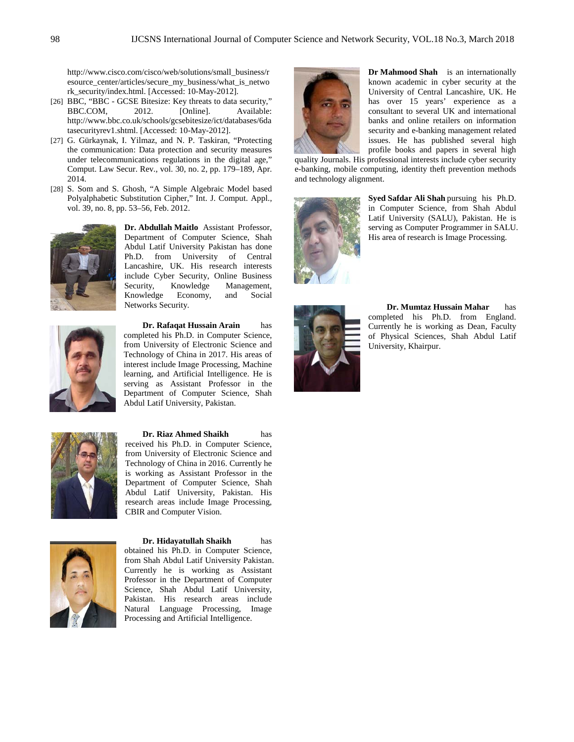http://www.cisco.com/cisco/web/solutions/small_business/resource_center/articles/secure_my_business/what_is_network_security/index.html. [Accessed: 10-May-2012].

[26] BBC, "BBC - GCSE Bitesize: Key threats to data security," BBC.COM, 2012. [Online]. Available: http://www.bbc.co.uk/schools/gcsebitesize/ict/databases/6datasecurityrev1.shtml. [Accessed: 10-May-2012].

[27] G. Gürkaynak, I. Yilmaz, and N. P. Taskiran, "Protecting the communication: Data protection and security measures under telecommunications regulations in the digital age," Comput. Law Secur. Rev., vol. 30, no. 2, pp. 179–189, Apr. 2014.

[28] S. Som and S. Ghosh, "A Simple Algebraic Model based Polyalphabetic Substitution Cipher," Int. J. Comput. Appl., vol. 39, no. 8, pp. 53–56, Feb. 2012.

**Dr. Abdullah Maitlo** Assistant Professor, Department of Computer Science, Shah Abdul Latif University Pakistan has done Ph.D. from University of Central Lancashire, UK. His research interests include Cyber Security, Online Business Security, Knowledge Management, Knowledge Economy, and Social Networks Security.

**Dr. Rafaqat Hussain Arain** has completed his Ph.D. in Computer Science, from University of Electronic Science and Technology of China in 2017. His areas of interest include Image Processing, Machine learning, and Artificial Intelligence. He is serving as Assistant Professor in the Department of Computer Science, Shah Abdul Latif University, Pakistan.

**Dr. Riaz Ahmed Shaikh** has received his Ph.D. in Computer Science, from University of Electronic Science and Technology of China in 2016. Currently he is working as Assistant Professor in the Department of Computer Science, Shah Abdul Latif University, Pakistan. His research areas include Image Processing, CBIR and Computer Vision.

**Dr. Hidayatullah Shaikh** has obtained his Ph.D. in Computer Science, from Shah Abdul Latif University Pakistan. Currently he is working as Assistant Professor in the Department of Computer Science, Shah Abdul Latif University, Pakistan. His research areas include Natural Language Processing, Image Processing and Artificial Intelligence.

**Dr Mahmood Shah** is an internationally known academic in cyber security at the University of Central Lancashire, UK. He has over 15 years' experience as a consultant to several UK and international banks and online retailers on information security and e-banking management related issues. He has published several high profile books and papers in several high quality Journals. His professional interests include cyber security e-banking, mobile computing, identity theft prevention methods and technology alignment.

**Syed Safdar Ali Shah** pursuing his Ph.D. in Computer Science, from Shah Abdul Latif University (SALU), Pakistan. He is serving as Computer Programmer in SALU. His area of research is Image Processing.

**Dr. Mumtaz Hussain Mahar** has completed his Ph.D. from England. Currently he is working as Dean, Faculty of Physical Sciences, Shah Abdul Latif University, Khairpur.